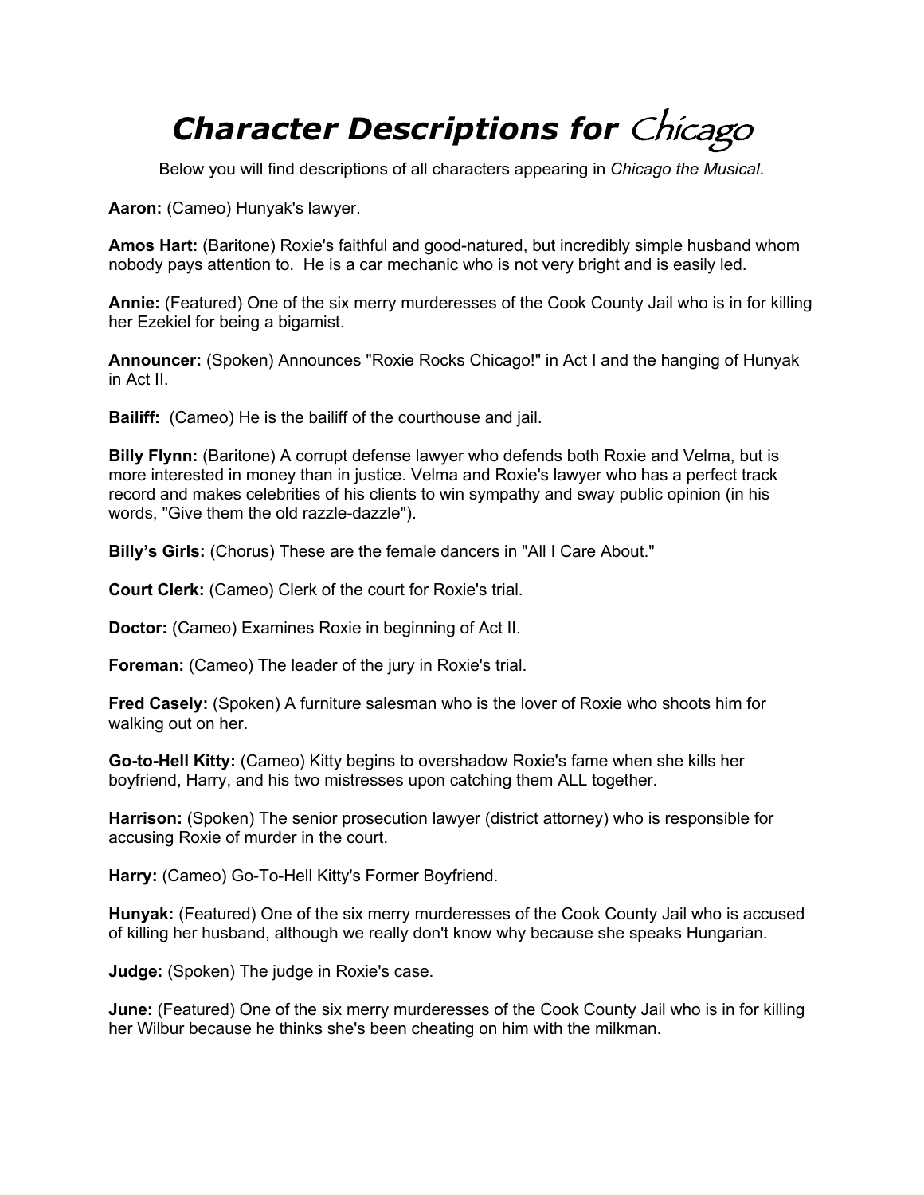# *Character Descriptions for* Chicago

Below you will find descriptions of all characters appearing in *Chicago the Musical*.

**Aaron:** (Cameo) Hunyak's lawyer.

**Amos Hart:** (Baritone) Roxie's faithful and good-natured, but incredibly simple husband whom nobody pays attention to. He is a car mechanic who is not very bright and is easily led.

**Annie:** (Featured) One of the six merry murderesses of the Cook County Jail who is in for killing her Ezekiel for being a bigamist.

**Announcer:** (Spoken) Announces "Roxie Rocks Chicago!" in Act I and the hanging of Hunyak in Act II.

**Bailiff:** (Cameo) He is the bailiff of the courthouse and jail.

**Billy Flynn:** (Baritone) A corrupt defense lawyer who defends both Roxie and Velma, but is more interested in money than in justice. Velma and Roxie's lawyer who has a perfect track record and makes celebrities of his clients to win sympathy and sway public opinion (in his words, "Give them the old razzle-dazzle").

**Billy's Girls:** (Chorus) These are the female dancers in "All I Care About."

**Court Clerk:** (Cameo) Clerk of the court for Roxie's trial.

**Doctor:** (Cameo) Examines Roxie in beginning of Act II.

**Foreman:** (Cameo) The leader of the jury in Roxie's trial.

**Fred Casely:** (Spoken) A furniture salesman who is the lover of Roxie who shoots him for walking out on her.

**Go-to-Hell Kitty:** (Cameo) Kitty begins to overshadow Roxie's fame when she kills her boyfriend, Harry, and his two mistresses upon catching them ALL together.

**Harrison:** (Spoken) The senior prosecution lawyer (district attorney) who is responsible for accusing Roxie of murder in the court.

**Harry:** (Cameo) Go-To-Hell Kitty's Former Boyfriend.

**Hunyak:** (Featured) One of the six merry murderesses of the Cook County Jail who is accused of killing her husband, although we really don't know why because she speaks Hungarian.

**Judge:** (Spoken) The judge in Roxie's case.

**June:** (Featured) One of the six merry murderesses of the Cook County Jail who is in for killing her Wilbur because he thinks she's been cheating on him with the milkman.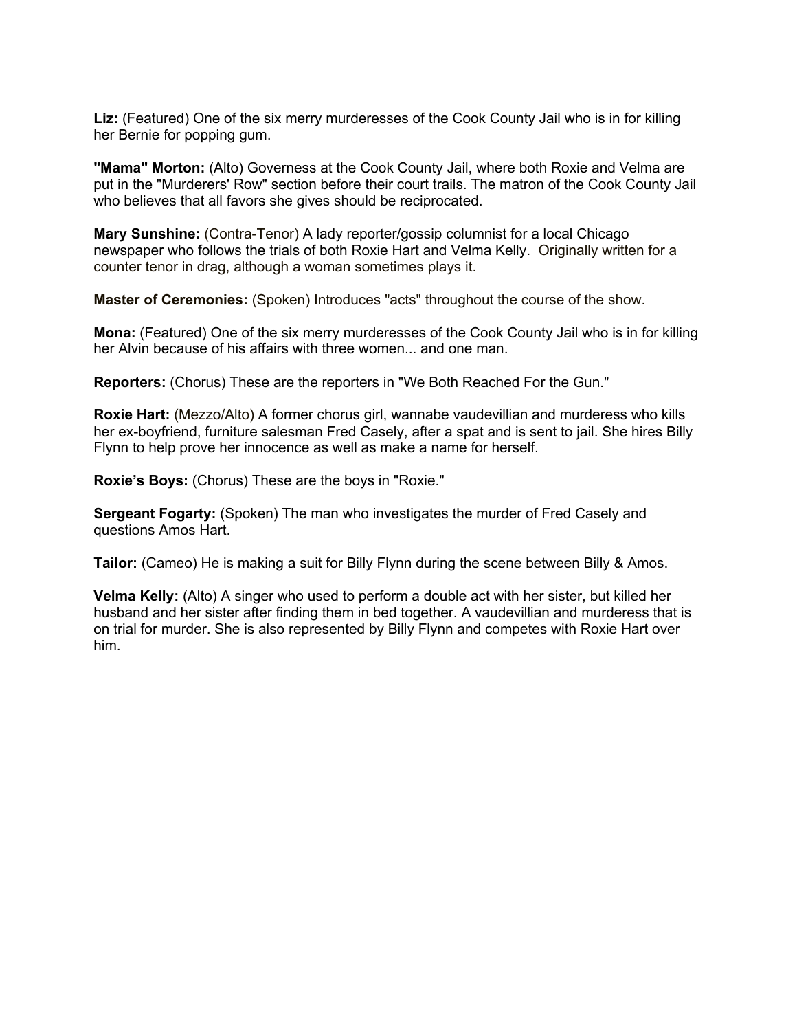**Liz:** (Featured) One of the six merry murderesses of the Cook County Jail who is in for killing her Bernie for popping gum.

**"Mama" Morton:** (Alto) Governess at the Cook County Jail, where both Roxie and Velma are put in the "Murderers' Row" section before their court trails. The matron of the Cook County Jail who believes that all favors she gives should be reciprocated.

**Mary Sunshine:** (Contra-Tenor) A lady reporter/gossip columnist for a local Chicago newspaper who follows the trials of both Roxie Hart and Velma Kelly. Originally written for a counter tenor in drag, although a woman sometimes plays it.

**Master of Ceremonies:** (Spoken) Introduces "acts" throughout the course of the show.

**Mona:** (Featured) One of the six merry murderesses of the Cook County Jail who is in for killing her Alvin because of his affairs with three women... and one man.

**Reporters:** (Chorus) These are the reporters in "We Both Reached For the Gun."

**Roxie Hart:** (Mezzo/Alto) A former chorus girl, wannabe vaudevillian and murderess who kills her ex-boyfriend, furniture salesman Fred Casely, after a spat and is sent to jail. She hires Billy Flynn to help prove her innocence as well as make a name for herself.

**Roxie's Boys:** (Chorus) These are the boys in "Roxie."

**Sergeant Fogarty:** (Spoken) The man who investigates the murder of Fred Casely and questions Amos Hart.

**Tailor:** (Cameo) He is making a suit for Billy Flynn during the scene between Billy & Amos.

**Velma Kelly:** (Alto) A singer who used to perform a double act with her sister, but killed her husband and her sister after finding them in bed together. A vaudevillian and murderess that is on trial for murder. She is also represented by Billy Flynn and competes with Roxie Hart over him.